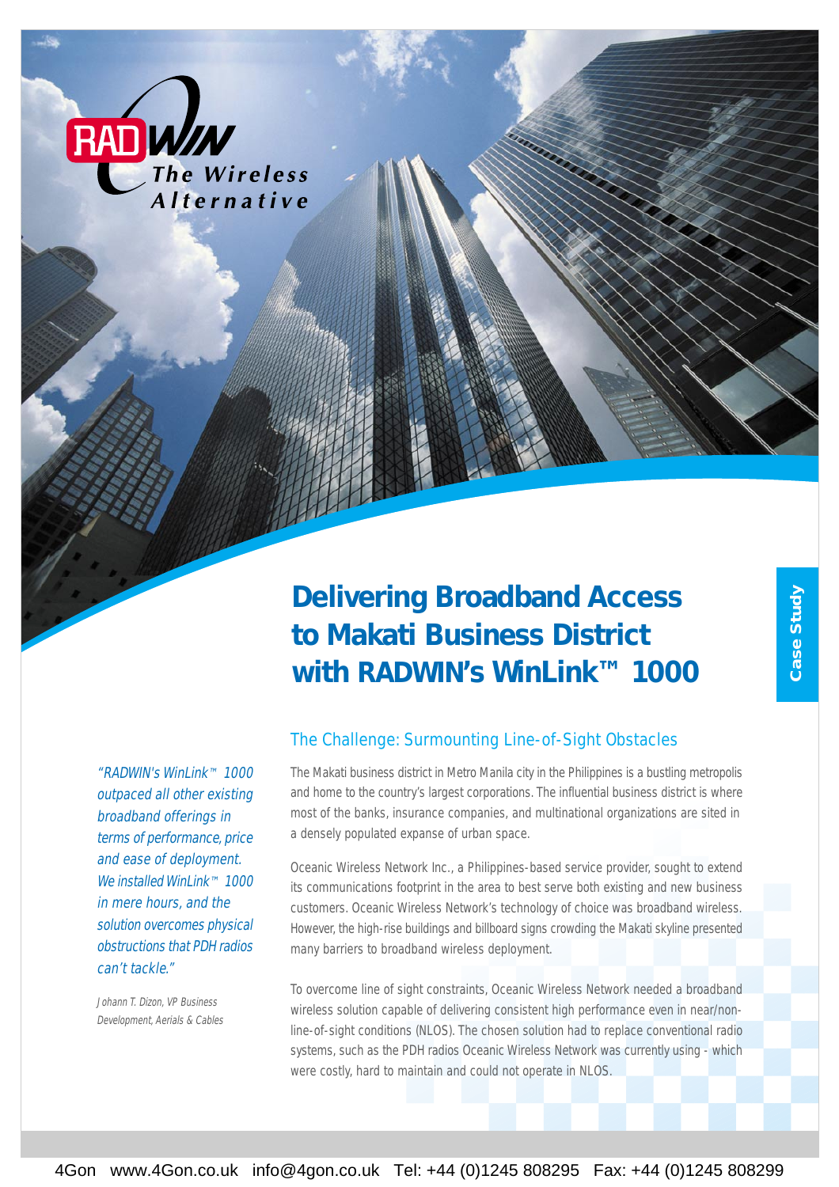RADWIN The Wireless Alternative

# Delivering Broadband Access to Makati Business District with RADWIN's WinLink™ 1000

Case Study

## The Challenge: Surmounting Line-of-Sight Obstacles

*"RADWIN's WinLink™ 1000 outpaced all other existing broadband offerings in terms of performance, price and ease of deployment. We installed WinLink™ 1000 in mere hours, and the solution overcomes physical obstructions that PDH radios can't tackle."*

*Johann T. Dizon, VP Business Development, Aerials & Cables*

The Makati business district in Metro Manila city in the Philippines is a bustling metropolis and home to the country's largest corporations. The influential business district is where most of the banks, insurance companies, and multinational organizations are sited in a densely populated expanse of urban space.

Oceanic Wireless Network Inc., a Philippines-based service provider, sought to extend its communications footprint in the area to best serve both existing and new business customers. Oceanic Wireless Network's technology of choice was broadband wireless. However, the high-rise buildings and billboard signs crowding the Makati skyline presented many barriers to broadband wireless deployment.

To overcome line of sight constraints, Oceanic Wireless Network needed a broadband wireless solution capable of delivering consistent high performance even in near/non-line-of-sight conditions (NLOS). The chosen solution had to replace conventional radio systems, such as the PDH radios Oceanic Wireless Network was currently using - which were costly, hard to maintain and could not operate in NLOS.

4Gon www.4Gon.co.uk info@4gon.co.uk Tel: +44 (0)1245 808295 Fax: +44 (0)1245 808299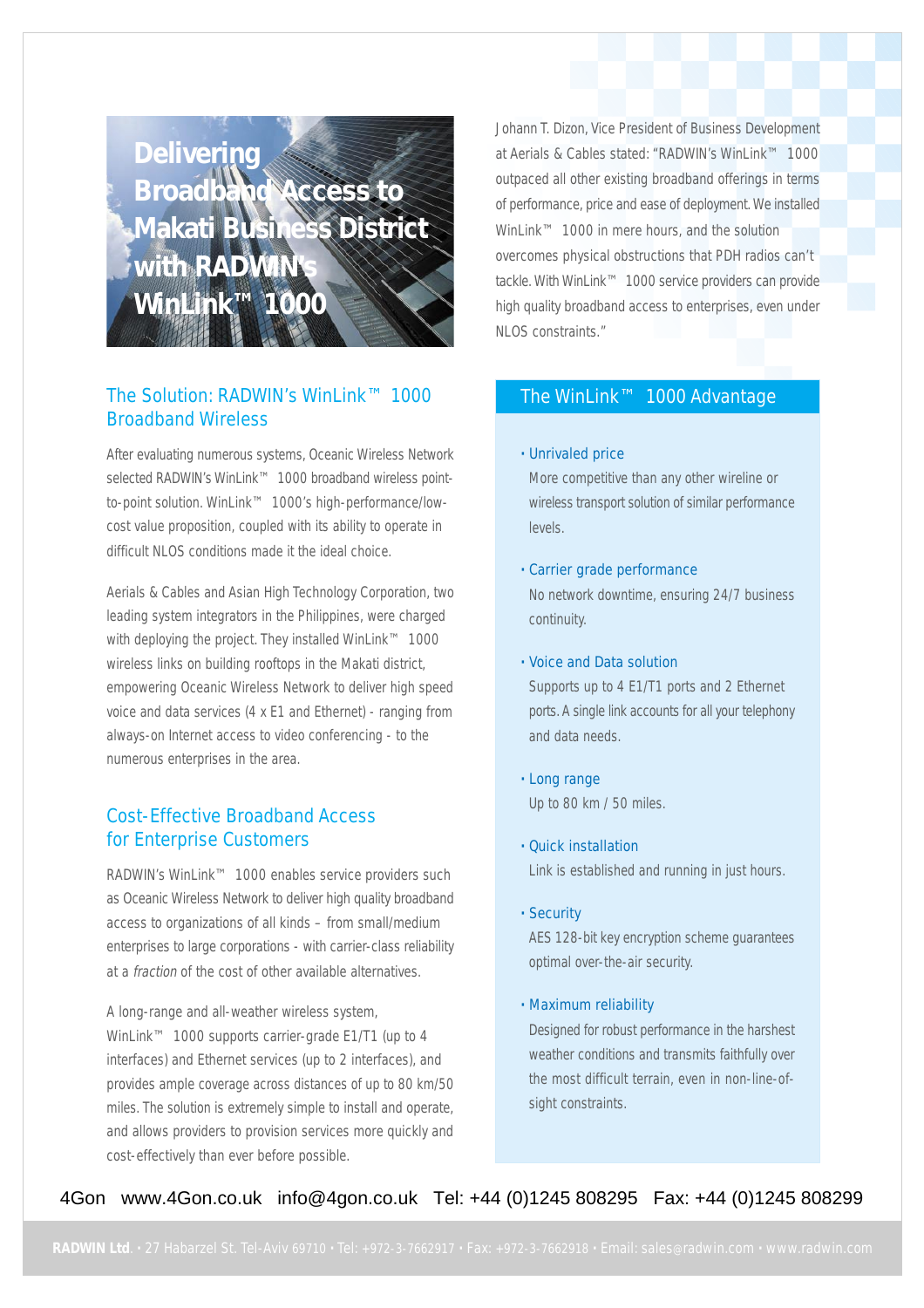# Delivering Broadband Access to Makati Business District with RADWIN's WinLink™ 1000

## The Solution: RADWIN's WinLink™ 1000 Broadband Wireless

After evaluating numerous systems, Oceanic Wireless Network selected RADWIN's WinLink™ 1000 broadband wireless point-to-point solution. WinLink™ 1000's high-performance/low-cost value proposition, coupled with its ability to operate in difficult NLOS conditions made it the ideal choice.

Aerials & Cables and Asian High Technology Corporation, two leading system integrators in the Philippines, were charged with deploying the project. They installed WinLink™ 1000 wireless links on building rooftops in the Makati district, empowering Oceanic Wireless Network to deliver high speed voice and data services (4 x E1 and Ethernet) - ranging from always-on Internet access to video conferencing - to the numerous enterprises in the area.

## Cost-Effective Broadband Access for Enterprise Customers

RADWIN's WinLink™ 1000 enables service providers such as Oceanic Wireless Network to deliver high quality broadband access to organizations of all kinds – from small/medium enterprises to large corporations - with carrier-class reliability at a *fraction* of the cost of other available alternatives.

A long-range and all-weather wireless system, WinLink™ 1000 supports carrier-grade E1/T1 (up to 4 interfaces) and Ethernet services (up to 2 interfaces), and provides ample coverage across distances of up to 80 km/50 miles. The solution is extremely simple to install and operate, and allows providers to provision services more quickly and cost-effectively than ever before possible.

Johann T. Dizon, Vice President of Business Development at Aerials & Cables stated: "RADWIN's WinLink™ 1000 outpaced all other existing broadband offerings in terms of performance, price and ease of deployment. We installed WinLink™ 1000 in mere hours, and the solution overcomes physical obstructions that PDH radios can't tackle. With WinLink™ 1000 service providers can provide high quality broadband access to enterprises, even under NLOS constraints."

## The WinLink™ 1000 Advantage

- **Unrivaled price**
  More competitive than any other wireline or wireless transport solution of similar performance levels.
- **Carrier grade performance**
  No network downtime, ensuring 24/7 business continuity.
- **Voice and Data solution**
  Supports up to 4 E1/T1 ports and 2 Ethernet ports. A single link accounts for all your telephony and data needs.
- **Long range**
  Up to 80 km / 50 miles.
- **Quick installation**
  Link is established and running in just hours.
- **Security**
  AES 128-bit key encryption scheme guarantees optimal over-the-air security.
- **Maximum reliability**
  Designed for robust performance in the harshest weather conditions and transmits faithfully over the most difficult terrain, even in non-line-of-sight constraints.

4Gon www.4Gon.co.uk info@4gon.co.uk Tel: +44 (0)1245 808295 Fax: +44 (0)1245 808299

**RADWIN Ltd.** • 27 Habarzel St. Tel-Aviv 69710 • Tel: +972-3-7662917 • Fax: +972-3-7662918 • Email: sales@radwin.com • www.radwin.com